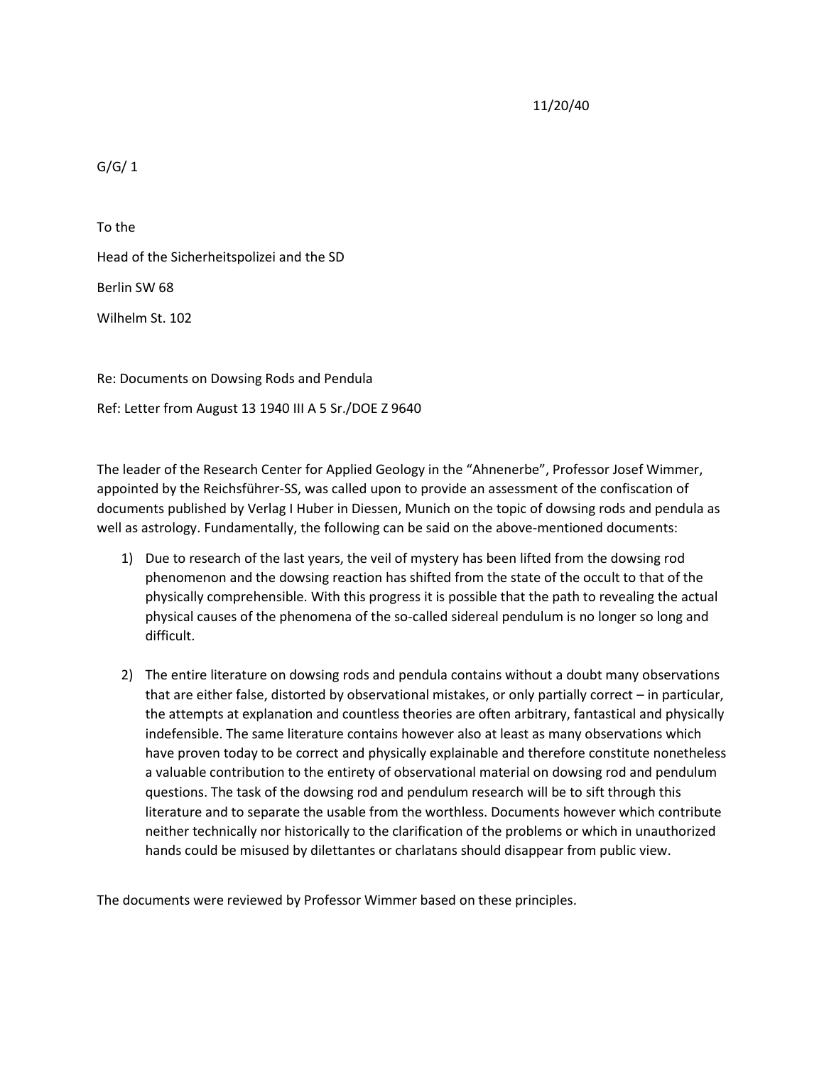11/20/40

G/G/ 1

To the

Head of the Sicherheitspolizei and the SD

Berlin SW 68

Wilhelm St. 102

Re: Documents on Dowsing Rods and Pendula

Ref: Letter from August 13 1940 III A 5 Sr./DOE Z 9640

The leader of the Research Center for Applied Geology in the "Ahnenerbe", Professor Josef Wimmer, appointed by the Reichsführer-SS, was called upon to provide an assessment of the confiscation of documents published by Verlag I Huber in Diessen, Munich on the topic of dowsing rods and pendula as well as astrology. Fundamentally, the following can be said on the above-mentioned documents:

1) Due to research of the last years, the veil of mystery has been lifted from the dowsing rod phenomenon and the dowsing reaction has shifted from the state of the occult to that of the physically comprehensible. With this progress it is possible that the path to revealing the actual physical causes of the phenomena of the so-called sidereal pendulum is no longer so long and difficult.

2) The entire literature on dowsing rods and pendula contains without a doubt many observations that are either false, distorted by observational mistakes, or only partially correct – in particular, the attempts at explanation and countless theories are often arbitrary, fantastical and physically indefensible. The same literature contains however also at least as many observations which have proven today to be correct and physically explainable and therefore constitute nonetheless a valuable contribution to the entirety of observational material on dowsing rod and pendulum questions. The task of the dowsing rod and pendulum research will be to sift through this literature and to separate the usable from the worthless. Documents however which contribute neither technically nor historically to the clarification of the problems or which in unauthorized hands could be misused by dilettantes or charlatans should disappear from public view.

The documents were reviewed by Professor Wimmer based on these principles.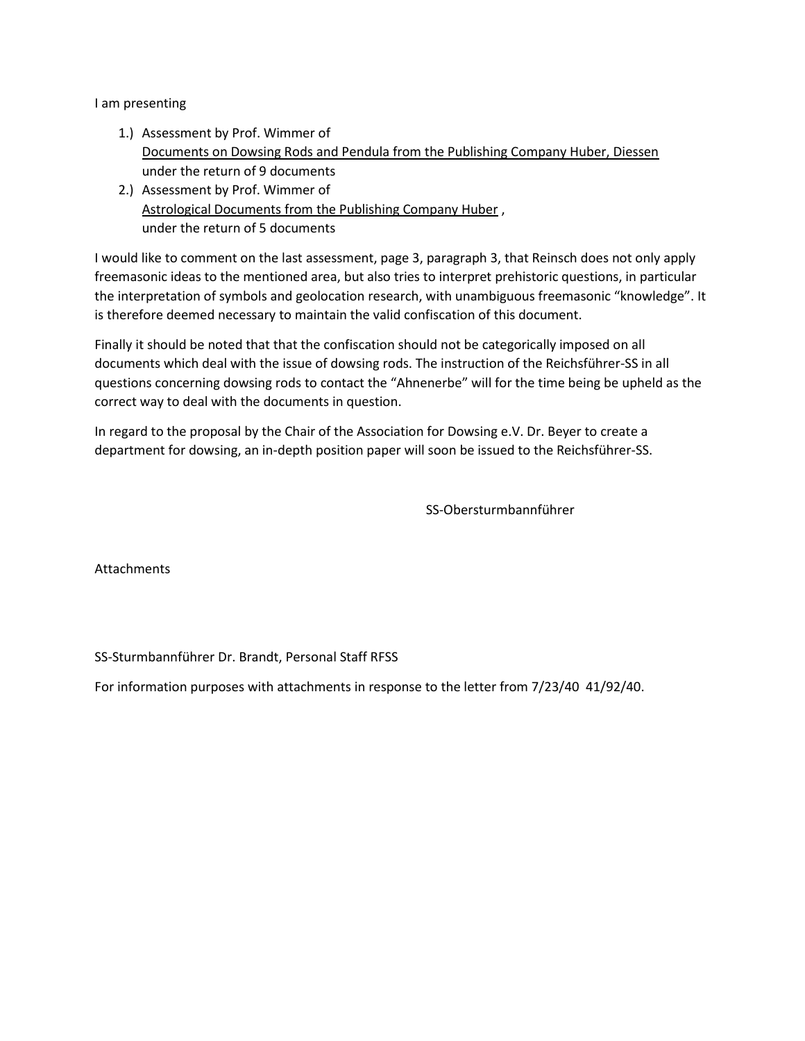I am presenting

1.) Assessment by Prof. Wimmer of
    <u>Documents on Dowsing Rods and Pendula from the Publishing Company Huber, Diessen</u>
    under the return of 9 documents
2.) Assessment by Prof. Wimmer of
    <u>Astrological Documents from the Publishing Company Huber</u> ,
    under the return of 5 documents

I would like to comment on the last assessment, page 3, paragraph 3, that Reinsch does not only apply freemasonic ideas to the mentioned area, but also tries to interpret prehistoric questions, in particular the interpretation of symbols and geolocation research, with unambiguous freemasonic "knowledge". It is therefore deemed necessary to maintain the valid confiscation of this document.

Finally it should be noted that that the confiscation should not be categorically imposed on all documents which deal with the issue of dowsing rods. The instruction of the Reichsführer-SS in all questions concerning dowsing rods to contact the "Ahnenerbe" will for the time being be upheld as the correct way to deal with the documents in question.

In regard to the proposal by the Chair of the Association for Dowsing e.V. Dr. Beyer to create a department for dowsing, an in-depth position paper will soon be issued to the Reichsführer-SS.

SS-Obersturmbannführer

Attachments

SS-Sturmbannführer Dr. Brandt, Personal Staff RFSS

For information purposes with attachments in response to the letter from 7/23/40 41/92/40.